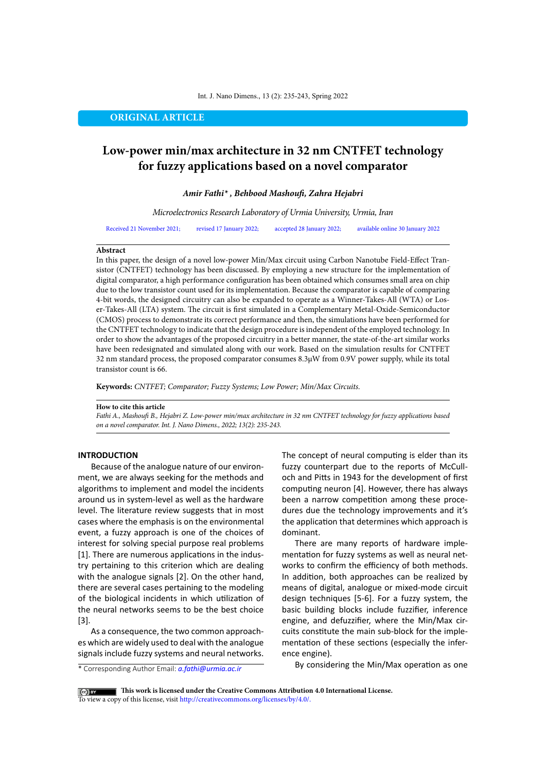ORIGINAL ARTICLE

# Low-power min/max architecture in 32 nm CNTFET technology for fuzzy applications based on a novel comparator

***Amir Fathi\*, Behbood Mashoufi, Zahra Hejabri***

*Microelectronics Research Laboratory of Urmia University, Urmia, Iran*

Received 21 November 2021; revised 17 January 2022; accepted 28 January 2022; available online 30 January 2022

**Abstract**

In this paper, the design of a novel low-power Min/Max circuit using Carbon Nanotube Field-Effect Transistor (CNTFET) technology has been discussed. By employing a new structure for the implementation of digital comparator, a high performance configuration has been obtained which consumes small area on chip due to the low transistor count used for its implementation. Because the comparator is capable of comparing 4-bit words, the designed circuitry can also be expanded to operate as a Winner-Takes-All (WTA) or Loser-Takes-All (LTA) system. The circuit is first simulated in a Complementary Metal-Oxide-Semiconductor (CMOS) process to demonstrate its correct performance and then, the simulations have been performed for the CNTFET technology to indicate that the design procedure is independent of the employed technology. In order to show the advantages of the proposed circuitry in a better manner, the state-of-the-art similar works have been redesignated and simulated along with our work. Based on the simulation results for CNTFET 32 nm standard process, the proposed comparator consumes 8.3μW from 0.9V power supply, while its total transistor count is 66.

**Keywords:** *CNTFET; Comparator; Fuzzy Systems; Low Power; Min/Max Circuits.*

**How to cite this article**

*Fathi A., Mashoufi B., Hejabri Z. Low-power min/max architecture in 32 nm CNTFET technology for fuzzy applications based on a novel comparator. Int. J. Nano Dimens., 2022; 13(2): 235-243.*

## INTRODUCTION

Because of the analogue nature of our environment, we are always seeking for the methods and algorithms to implement and model the incidents around us in system-level as well as the hardware level. The literature review suggests that in most cases where the emphasis is on the environmental event, a fuzzy approach is one of the choices of interest for solving special purpose real problems [1]. There are numerous applications in the industry pertaining to this criterion which are dealing with the analogue signals [2]. On the other hand, there are several cases pertaining to the modeling of the biological incidents in which utilization of the neural networks seems to be the best choice [3].

As a consequence, the two common approaches which are widely used to deal with the analogue signals include fuzzy systems and neural networks. The concept of neural computing is elder than its fuzzy counterpart due to the reports of McCulloch and Pitts in 1943 for the development of first computing neuron [4]. However, there has always been a narrow competition among these procedures due the technology improvements and it's the application that determines which approach is dominant.

There are many reports of hardware implementation for fuzzy systems as well as neural networks to confirm the efficiency of both methods. In addition, both approaches can be realized by means of digital, analogue or mixed-mode circuit design techniques [5-6]. For a fuzzy system, the basic building blocks include fuzzifier, inference engine, and defuzzifier, where the Min/Max circuits constitute the main sub-block for the implementation of these sections (especially the inference engine).

By considering the Min/Max operation as one

\* Corresponding Author Email: *a.fathi@urmia.ac.ir*

**This work is licensed under the Creative Commons Attribution 4.0 International License.**
To view a copy of this license, visit http://creativecommons.org/licenses/by/4.0/.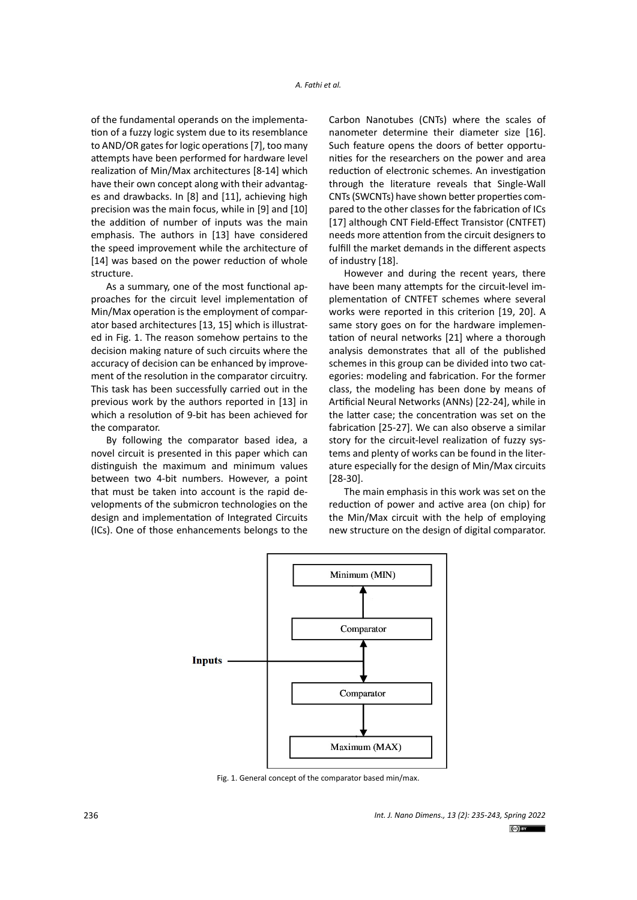of the fundamental operands on the implementation of a fuzzy logic system due to its resemblance to AND/OR gates for logic operations [7], too many attempts have been performed for hardware level realization of Min/Max architectures [8-14] which have their own concept along with their advantages and drawbacks. In [8] and [11], achieving high precision was the main focus, while in [9] and [10] the addition of number of inputs was the main emphasis. The authors in [13] have considered the speed improvement while the architecture of [14] was based on the power reduction of whole structure.

As a summary, one of the most functional approaches for the circuit level implementation of Min/Max operation is the employment of comparator based architectures [13, 15] which is illustrated in Fig. 1. The reason somehow pertains to the decision making nature of such circuits where the accuracy of decision can be enhanced by improvement of the resolution in the comparator circuitry. This task has been successfully carried out in the previous work by the authors reported in [13] in which a resolution of 9-bit has been achieved for the comparator.

By following the comparator based idea, a novel circuit is presented in this paper which can distinguish the maximum and minimum values between two 4-bit numbers. However, a point that must be taken into account is the rapid developments of the submicron technologies on the design and implementation of Integrated Circuits (ICs). One of those enhancements belongs to the Carbon Nanotubes (CNTs) where the scales of nanometer determine their diameter size [16]. Such feature opens the doors of better opportunities for the researchers on the power and area reduction of electronic schemes. An investigation through the literature reveals that Single-Wall CNTs (SWCNTs) have shown better properties compared to the other classes for the fabrication of ICs [17] although CNT Field-Effect Transistor (CNTFET) needs more attention from the circuit designers to fulfill the market demands in the different aspects of industry [18].

However and during the recent years, there have been many attempts for the circuit-level implementation of CNTFET schemes where several works were reported in this criterion [19, 20]. A same story goes on for the hardware implementation of neural networks [21] where a thorough analysis demonstrates that all of the published schemes in this group can be divided into two categories: modeling and fabrication. For the former class, the modeling has been done by means of Artificial Neural Networks (ANNs) [22-24], while in the latter case; the concentration was set on the fabrication [25-27]. We can also observe a similar story for the circuit-level realization of fuzzy systems and plenty of works can be found in the literature especially for the design of Min/Max circuits [28-30].

The main emphasis in this work was set on the reduction of power and active area (on chip) for the Min/Max circuit with the help of employing new structure on the design of digital comparator.

Fig. 1. General concept of the comparator based min/max.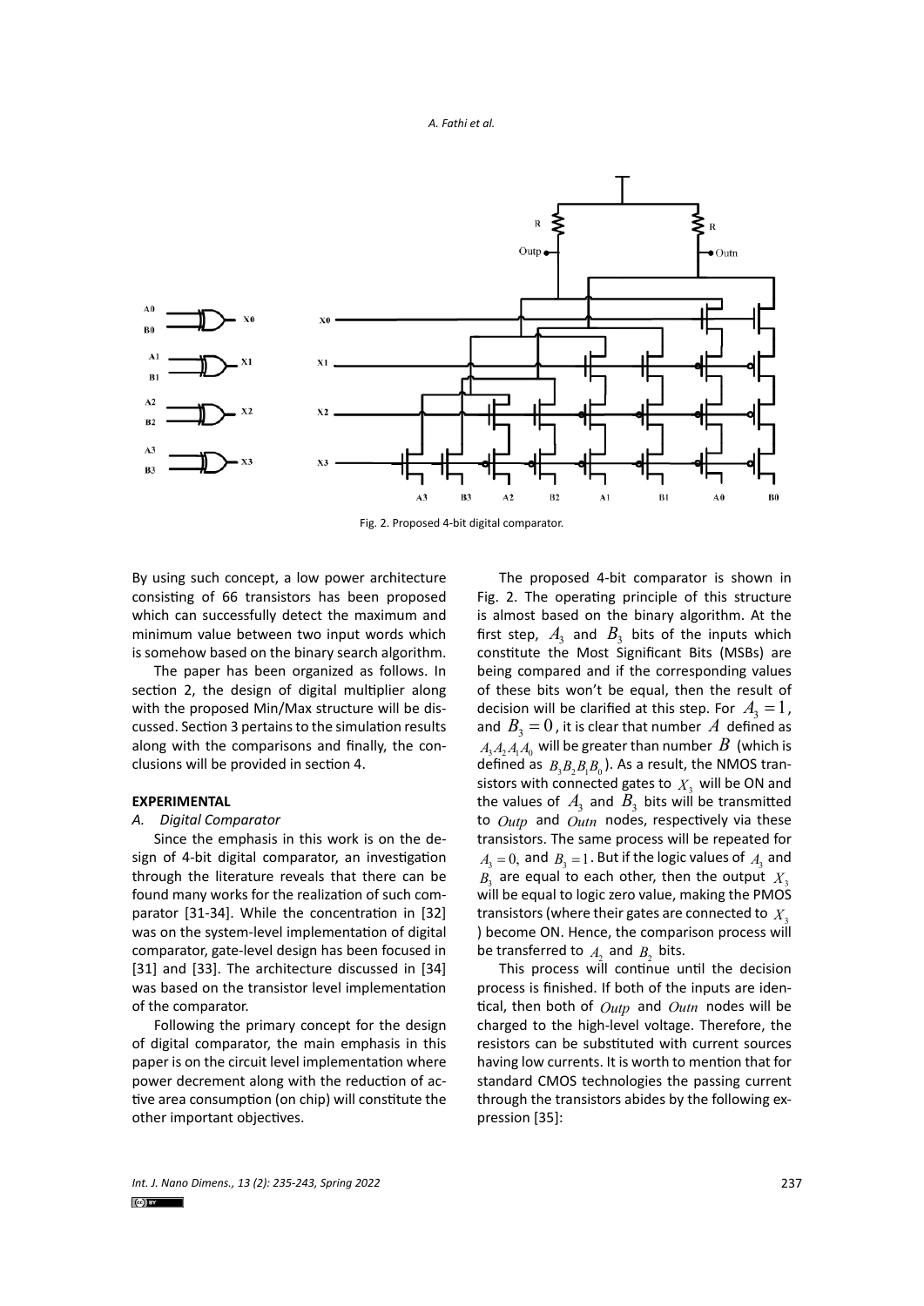Fig. 2. Proposed 4-bit digital comparator.

By using such concept, a low power architecture consisting of 66 transistors has been proposed which can successfully detect the maximum and minimum value between two input words which is somehow based on the binary search algorithm.

The paper has been organized as follows. In section 2, the design of digital multiplier along with the proposed Min/Max structure will be discussed. Section 3 pertains to the simulation results along with the comparisons and finally, the conclusions will be provided in section 4.

## EXPERIMENTAL

### A. Digital Comparator

Since the emphasis in this work is on the design of 4-bit digital comparator, an investigation through the literature reveals that there can be found many works for the realization of such comparator [31-34]. While the concentration in [32] was on the system-level implementation of digital comparator, gate-level design has been focused in [31] and [33]. The architecture discussed in [34] was based on the transistor level implementation of the comparator.

Following the primary concept for the design of digital comparator, the main emphasis in this paper is on the circuit level implementation where power decrement along with the reduction of active area consumption (on chip) will constitute the other important objectives.

The proposed 4-bit comparator is shown in Fig. 2. The operating principle of this structure is almost based on the binary algorithm. At the first step, $A_3$ and $B_3$ bits of the inputs which constitute the Most Significant Bits (MSBs) are being compared and if the corresponding values of these bits won't be equal, then the result of decision will be clarified at this step. For $A_3 = 1$, and $B_3 = 0$, it is clear that number $A$ defined as $A_3A_2A_1A_0$ will be greater than number $B$ (which is defined as $B_3B_2B_1B_0$). As a result, the NMOS transistors with connected gates to $X_3$ will be ON and the values of $A_3$ and $B_3$ bits will be transmitted to $Outp$ and $Outn$ nodes, respectively via these transistors. The same process will be repeated for $A_3 = 0$, and $B_3 = 1$. But if the logic values of $A_3$ and $B_3$ are equal to each other, then the output $X_3$ will be equal to logic zero value, making the PMOS transistors (where their gates are connected to $X_3$) become ON. Hence, the comparison process will be transferred to $A_2$ and $B_2$ bits.

This process will continue until the decision process is finished. If both of the inputs are identical, then both of $Outp$ and $Outn$ nodes will be charged to the high-level voltage. Therefore, the resistors can be substituted with current sources having low currents. It is worth to mention that for standard CMOS technologies the passing current through the transistors abides by the following expression [35]: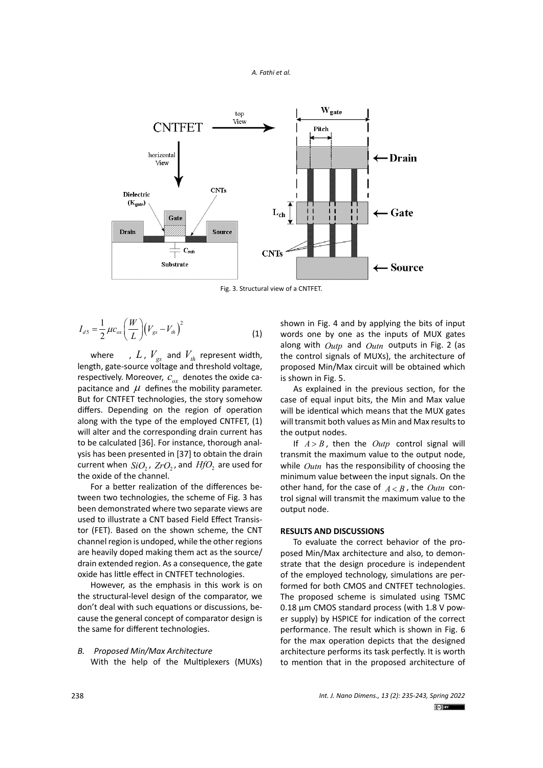Fig. 3. Structural view of a CNTFET.

$$I_{d5} = \frac{1}{2}\mu c_{ox}\left(\frac{W}{L}\right)\left(V_{gs} - V_{th}\right)^2 \quad (1)$$

where , $L$, $V_{gs}$ and $V_{th}$ represent width, length, gate-source voltage and threshold voltage, respectively. Moreover, $c_{ox}$ denotes the oxide capacitance and $\mu$ defines the mobility parameter. But for CNTFET technologies, the story somehow differs. Depending on the region of operation along with the type of the employed CNTFET, (1) will alter and the corresponding drain current has to be calculated [36]. For instance, thorough analysis has been presented in [37] to obtain the drain current when $SiO_2$, $ZrO_2$, and $HfO_2$ are used for the oxide of the channel.

For a better realization of the differences between two technologies, the scheme of Fig. 3 has been demonstrated where two separate views are used to illustrate a CNT based Field Effect Transistor (FET). Based on the shown scheme, the CNT channel region is undoped, while the other regions are heavily doped making them act as the source/drain extended region. As a consequence, the gate oxide has little effect in CNTFET technologies.

However, as the emphasis in this work is on the structural-level design of the comparator, we don't deal with such equations or discussions, because the general concept of comparator design is the same for different technologies.

### *B. Proposed Min/Max Architecture*

With the help of the Multiplexers (MUXs) shown in Fig. 4 and by applying the bits of input words one by one as the inputs of MUX gates along with $Outp$ and $Outn$ outputs in Fig. 2 (as the control signals of MUXs), the architecture of proposed Min/Max circuit will be obtained which is shown in Fig. 5.

As explained in the previous section, for the case of equal input bits, the Min and Max value will be identical which means that the MUX gates will transmit both values as Min and Max results to the output nodes.

If $A > B$, then the $Outp$ control signal will transmit the maximum value to the output node, while $Outn$ has the responsibility of choosing the minimum value between the input signals. On the other hand, for the case of $A < B$, the $Outn$ control signal will transmit the maximum value to the output node.

## RESULTS AND DISCUSSIONS

To evaluate the correct behavior of the proposed Min/Max architecture and also, to demonstrate that the design procedure is independent of the employed technology, simulations are performed for both CMOS and CNTFET technologies. The proposed scheme is simulated using TSMC 0.18 µm CMOS standard process (with 1.8 V power supply) by HSPICE for indication of the correct performance. The result which is shown in Fig. 6 for the max operation depicts that the designed architecture performs its task perfectly. It is worth to mention that in the proposed architecture of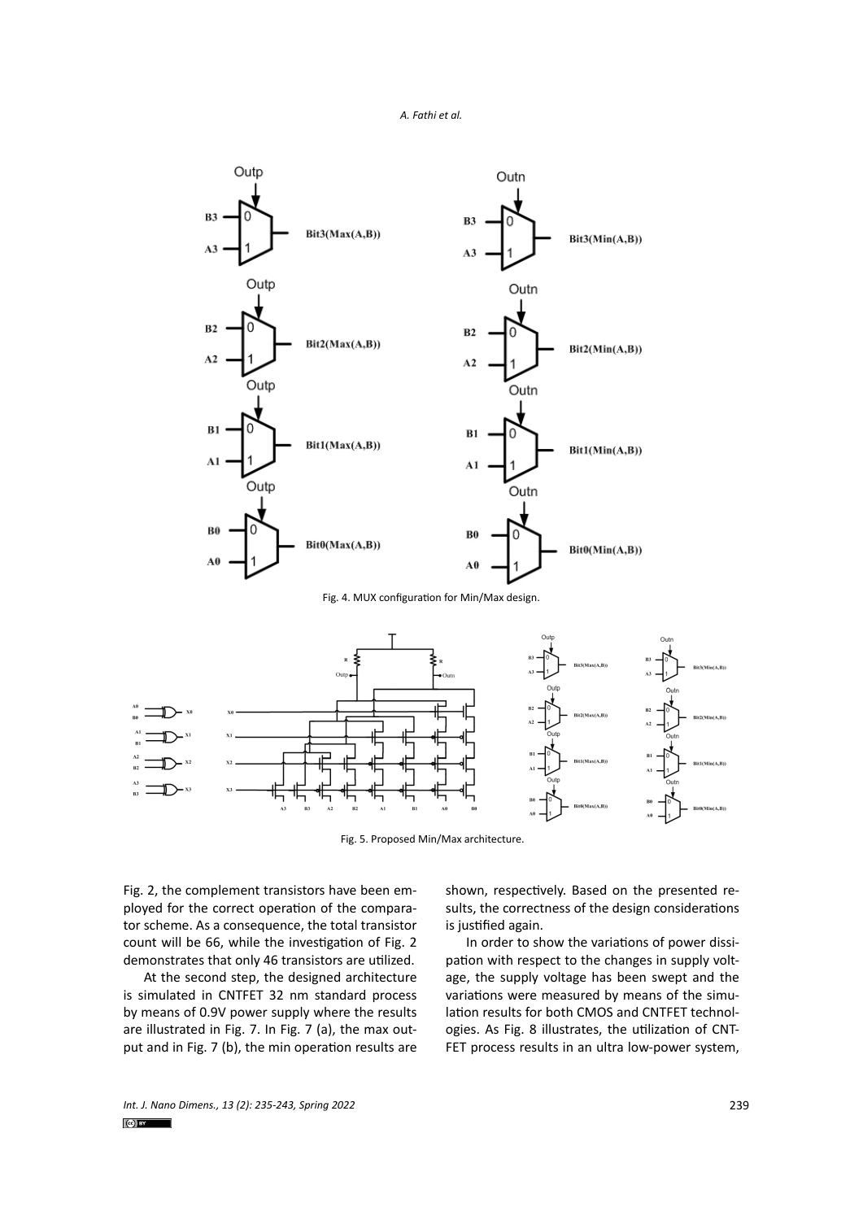Fig. 4. MUX configuration for Min/Max design.

Fig. 5. Proposed Min/Max architecture.

Fig. 2, the complement transistors have been employed for the correct operation of the comparator scheme. As a consequence, the total transistor count will be 66, while the investigation of Fig. 2 demonstrates that only 46 transistors are utilized.

At the second step, the designed architecture is simulated in CNTFET 32 nm standard process by means of 0.9V power supply where the results are illustrated in Fig. 7. In Fig. 7 (a), the max output and in Fig. 7 (b), the min operation results are shown, respectively. Based on the presented results, the correctness of the design considerations is justified again.

In order to show the variations of power dissipation with respect to the changes in supply voltage, the supply voltage has been swept and the variations were measured by means of the simulation results for both CMOS and CNTFET technologies. As Fig. 8 illustrates, the utilization of CNTFET process results in an ultra low-power system,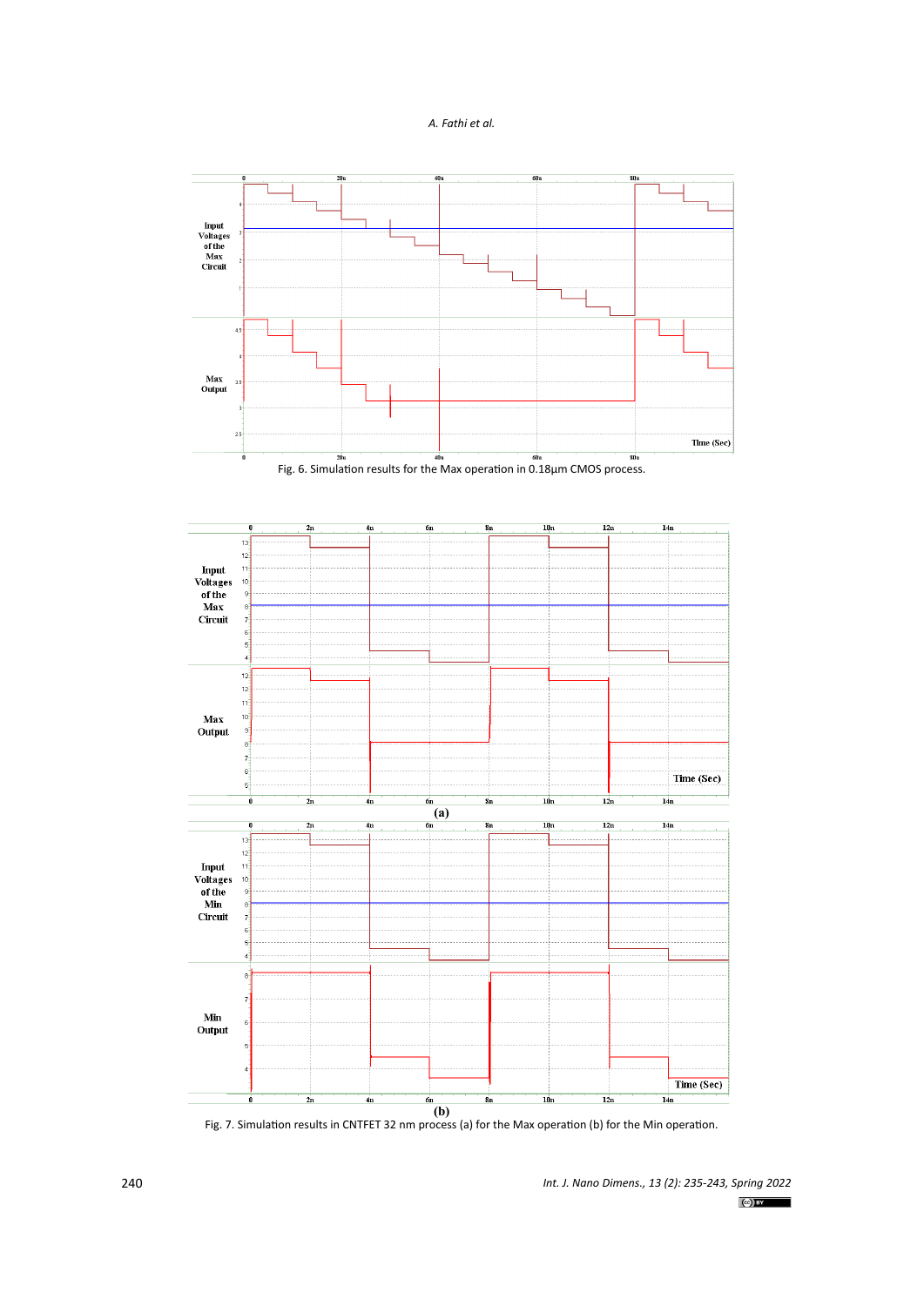Fig. 6. Simulation results for the Max operation in 0.18μm CMOS process.

(a)

(b)

Fig. 7. Simulation results in CNTFET 32 nm process (a) for the Max operation (b) for the Min operation.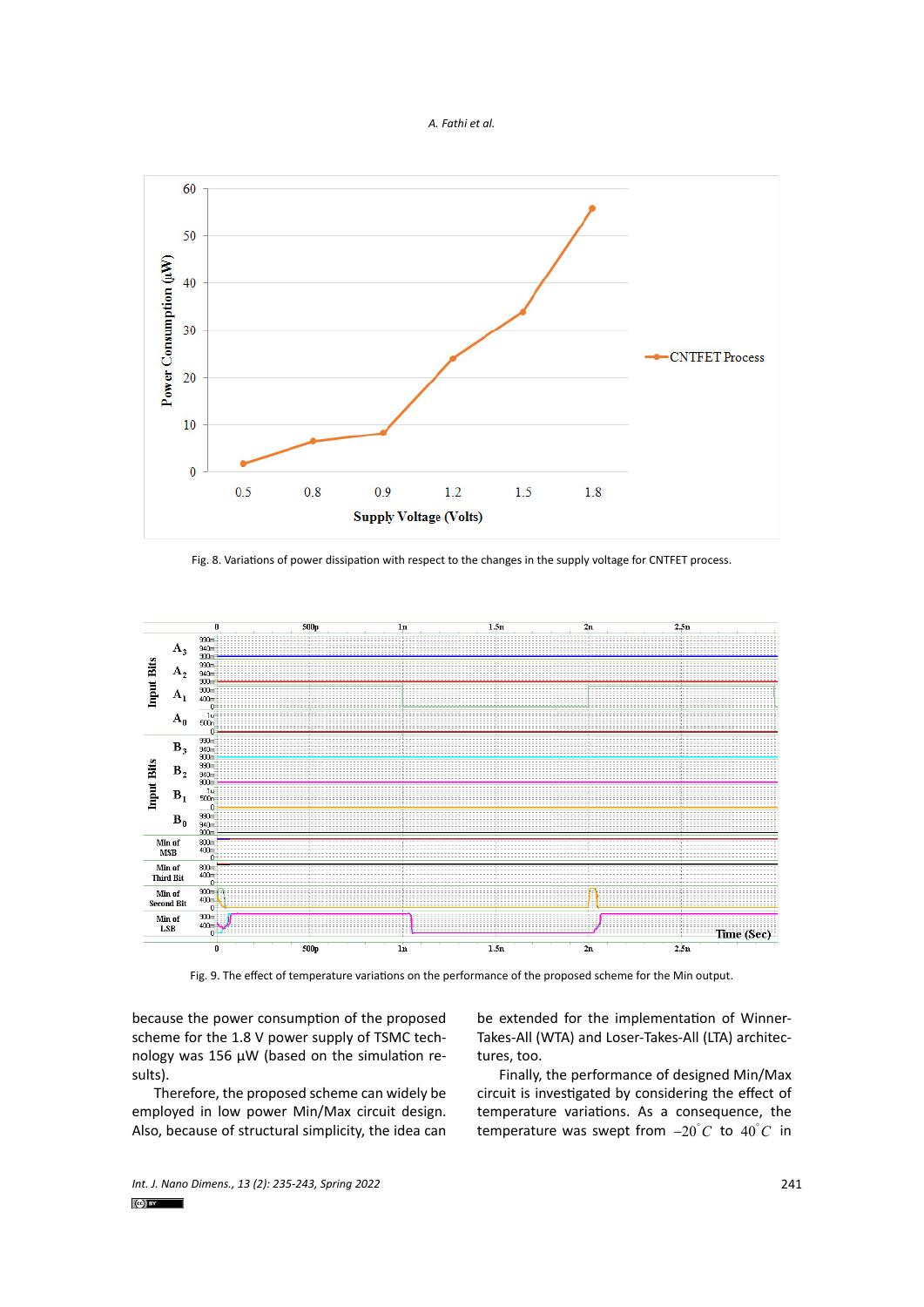Fig. 8. Variations of power dissipation with respect to the changes in the supply voltage for CNTFET process.

Fig. 9. The effect of temperature variations on the performance of the proposed scheme for the Min output.

because the power consumption of the proposed scheme for the 1.8 V power supply of TSMC technology was 156 µW (based on the simulation results).

Therefore, the proposed scheme can widely be employed in low power Min/Max circuit design. Also, because of structural simplicity, the idea can be extended for the implementation of Winner-Takes-All (WTA) and Loser-Takes-All (LTA) architectures, too.

Finally, the performance of designed Min/Max circuit is investigated by considering the effect of temperature variations. As a consequence, the temperature was swept from $-20^{\circ}C$ to $40^{\circ}C$ in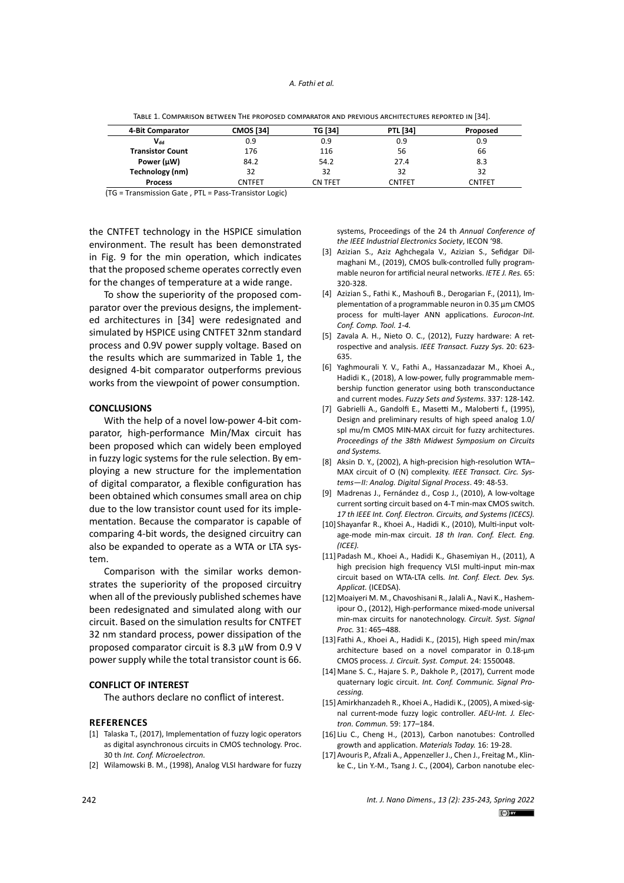Table 1. Comparison between The proposed comparator and previous architectures reported in [34].

| 4-Bit Comparator | CMOS [34] | TG [34] | PTL [34] | Proposed |
|---|---|---|---|---|
| $V_{dd}$ | 0.9 | 0.9 | 0.9 | 0.9 |
| Transistor Count | 176 | 116 | 56 | 66 |
| Power (μW) | 84.2 | 54.2 | 27.4 | 8.3 |
| Technology (nm) | 32 | 32 | 32 | 32 |
| Process | CNTFET | CN TFET | CNTFET | CNTFET |

(TG = Transmission Gate , PTL = Pass-Transistor Logic)

the CNTFET technology in the HSPICE simulation environment. The result has been demonstrated in Fig. 9 for the min operation, which indicates that the proposed scheme operates correctly even for the changes of temperature at a wide range.

To show the superiority of the proposed comparator over the previous designs, the implemented architectures in [34] were redesignated and simulated by HSPICE using CNTFET 32nm standard process and 0.9V power supply voltage. Based on the results which are summarized in Table 1, the designed 4-bit comparator outperforms previous works from the viewpoint of power consumption.

## CONCLUSIONS

With the help of a novel low-power 4-bit comparator, high-performance Min/Max circuit has been proposed which can widely been employed in fuzzy logic systems for the rule selection. By employing a new structure for the implementation of digital comparator, a flexible configuration has been obtained which consumes small area on chip due to the low transistor count used for its implementation. Because the comparator is capable of comparing 4-bit words, the designed circuitry can also be expanded to operate as a WTA or LTA system.

Comparison with the similar works demonstrates the superiority of the proposed circuitry when all of the previously published schemes have been redesignated and simulated along with our circuit. Based on the simulation results for CNTFET 32 nm standard process, power dissipation of the proposed comparator circuit is 8.3 μW from 0.9 V power supply while the total transistor count is 66.

## CONFLICT OF INTEREST

The authors declare no conflict of interest.

## REFERENCES

[1] Talaska T., (2017), Implementation of fuzzy logic operators as digital asynchronous circuits in CMOS technology. Proc. 30 th *Int. Conf. Microelectron.*

[2] Wilamowski B. M., (1998), Analog VLSI hardware for fuzzy systems, Proceedings of the 24 th *Annual Conference of the IEEE Industrial Electronics Society*, IECON '98.

[3] Azizian S., Aziz Aghchegala V., Azizian S., Sefidgar Dilmaghani M., (2019), CMOS bulk-controlled fully programmable neuron for artificial neural networks. *IETE J. Res.* 65: 320-328.

[4] Azizian S., Fathi K., Mashoufi B., Derogarian F., (2011), Implementation of a programmable neuron in 0.35 µm CMOS process for multi-layer ANN applications. *Eurocon-Int. Conf. Comp. Tool. 1-4.*

[5] Zavala A. H., Nieto O. C., (2012), Fuzzy hardware: A retrospective and analysis. *IEEE Transact. Fuzzy Sys.* 20: 623-635.

[6] Yaghmourali Y. V., Fathi A., Hassanzadazar M., Khoei A., Hadidi K., (2018), A low-power, fully programmable membership function generator using both transconductance and current modes. *Fuzzy Sets and Systems*. 337: 128-142.

[7] Gabrielli A., Gandolfi E., Masetti M., Maloberti f., (1995), Design and preliminary results of high speed analog 1.0/ spl mu/m CMOS MIN-MAX circuit for fuzzy architectures. *Proceedings of the 38th Midwest Symposium on Circuits and Systems.*

[8] Aksin D. Y., (2002), A high-precision high-resolution WTA–MAX circuit of O (N) complexity. *IEEE Transact. Circ. Systems—II: Analog. Digital Signal Process*. 49: 48-53.

[9] Madrenas J., Fernández d., Cosp J., (2010), A low-voltage current sorting circuit based on 4-T min-max CMOS switch. *17 th IEEE Int. Conf. Electron. Circuits, and Systems (ICECS).*

[10] Shayanfar R., Khoei A., Hadidi K., (2010), Multi-input voltage-mode min-max circuit. *18 th Iran. Conf. Elect. Eng. (ICEE).*

[11] Padash M., Khoei A., Hadidi K., Ghasemiyan H., (2011), A high precision high frequency VLSI multi-input min-max circuit based on WTA-LTA cells*. Int. Conf. Elect. Dev. Sys. Applicat.* (ICEDSA).

[12] Moaiyeri M. M., Chavoshisani R., Jalali A., Navi K., Hashemipour O., (2012), High-performance mixed-mode universal min-max circuits for nanotechnology. *Circuit. Syst. Signal Proc.* 31: 465–488.

[13] Fathi A., Khoei A., Hadidi K., (2015), High speed min/max architecture based on a novel comparator in 0.18-µm CMOS process. *J. Circuit. Syst. Comput.* 24: 1550048.

[14] Mane S. C., Hajare S. P., Dakhole P., (2017), Current mode quaternary logic circuit. *Int. Conf. Communic. Signal Processing.*

[15] Amirkhanzadeh R., Khoei A., Hadidi K., (2005), A mixed-signal current-mode fuzzy logic controller. *AEU-Int. J. Electron. Commun.* 59: 177–184.

[16] Liu C., Cheng H., (2013), Carbon nanotubes: Controlled growth and application. *Materials Today.* 16: 19-28.

[17] Avouris P., Afzali A., Appenzeller J., Chen J., Freitag M., Klinke C., Lin Y.-M., Tsang J. C., (2004), Carbon nanotube elec-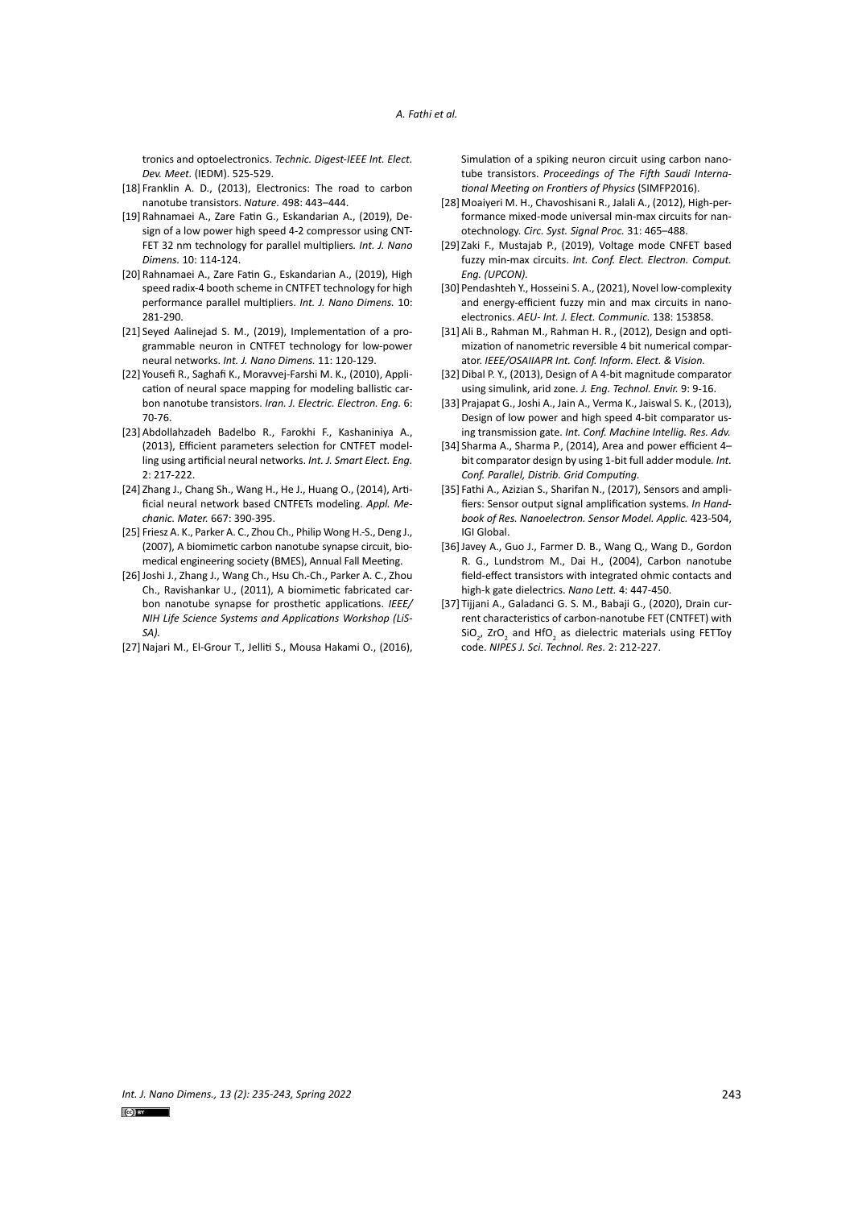tronics and optoelectronics. *Technic. Digest-IEEE Int. Elect. Dev. Meet.* (IEDM). 525-529.

[18] Franklin A. D., (2013), Electronics: The road to carbon nanotube transistors. *Nature.* 498: 443–444.

[19] Rahnamaei A., Zare Fatin G., Eskandarian A., (2019), Design of a low power high speed 4-2 compressor using CNTFET 32 nm technology for parallel multipliers. *Int. J. Nano Dimens.* 10: 114-124.

[20] Rahnamaei A., Zare Fatin G., Eskandarian A., (2019), High speed radix-4 booth scheme in CNTFET technology for high performance parallel multipliers. *Int. J. Nano Dimens.* 10: 281-290.

[21] Seyed Aalinejad S. M., (2019), Implementation of a programmable neuron in CNTFET technology for low-power neural networks. *Int. J. Nano Dimens.* 11: 120-129.

[22] Yousefi R., Saghafi K., Moravvej-Farshi M. K., (2010), Application of neural space mapping for modeling ballistic carbon nanotube transistors. *Iran. J. Electric. Electron. Eng.* 6: 70-76.

[23] Abdollahzadeh Badelbo R., Farokhi F., Kashaniniya A., (2013), Efficient parameters selection for CNTFET modelling using artificial neural networks. *Int. J. Smart Elect. Eng.* 2: 217-222.

[24] Zhang J., Chang Sh., Wang H., He J., Huang O., (2014), Artificial neural network based CNTFETs modeling. *Appl. Mechanic. Mater.* 667: 390-395.

[25] Friesz A. K., Parker A. C., Zhou Ch., Philip Wong H.-S., Deng J., (2007), A biomimetic carbon nanotube synapse circuit, biomedical engineering society (BMES), Annual Fall Meeting.

[26] Joshi J., Zhang J., Wang Ch., Hsu Ch.-Ch., Parker A. C., Zhou Ch., Ravishankar U., (2011), A biomimetic fabricated carbon nanotube synapse for prosthetic applications. *IEEE/NIH Life Science Systems and Applications Workshop (LiSSA).*

[27] Najari M., El-Grour T., Jelliti S., Mousa Hakami O., (2016), Simulation of a spiking neuron circuit using carbon nanotube transistors. *Proceedings of The Fifth Saudi International Meeting on Frontiers of Physics* (SIMFP2016).

[28] Moaiyeri M. H., Chavoshisani R., Jalali A., (2012), High-performance mixed-mode universal min-max circuits for nanotechnology. *Circ. Syst. Signal Proc.* 31: 465–488.

[29] Zaki F., Mustajab P., (2019), Voltage mode CNFET based fuzzy min-max circuits. *Int. Conf. Elect. Electron. Comput. Eng. (UPCON).*

[30] Pendashteh Y., Hosseini S. A., (2021), Novel low-complexity and energy-efficient fuzzy min and max circuits in nanoelectronics. *AEU- Int. J. Elect. Communic.* 138: 153858.

[31] Ali B., Rahman M., Rahman H. R., (2012), Design and optimization of nanometric reversible 4 bit numerical comparator. *IEEE/OSAIIAPR Int. Conf. Inform. Elect. & Vision.*

[32] Dibal P. Y., (2013), Design of A 4-bit magnitude comparator using simulink, arid zone. *J. Eng. Technol. Envir.* 9: 9-16.

[33] Prajapat G., Joshi A., Jain A., Verma K., Jaiswal S. K., (2013), Design of low power and high speed 4-bit comparator using transmission gate. *Int. Conf. Machine Intellig. Res. Adv.*

[34] Sharma A., Sharma P., (2014), Area and power efficient 4–bit comparator design by using 1-bit full adder module. *Int. Conf. Parallel, Distrib. Grid Computing.*

[35] Fathi A., Azizian S., Sharifan N., (2017), Sensors and amplifiers: Sensor output signal amplification systems. *In Handbook of Res. Nanoelectron. Sensor Model. Applic.* 423-504, IGI Global.

[36] Javey A., Guo J., Farmer D. B., Wang Q., Wang D., Gordon R. G., Lundstrom M., Dai H., (2004), Carbon nanotube field-effect transistors with integrated ohmic contacts and high-k gate dielectrics. *Nano Lett.* 4: 447-450.

[37] Tijjani A., Galadanci G. S. M., Babaji G., (2020), Drain current characteristics of carbon-nanotube FET (CNTFET) with $SiO_2$, $ZrO_2$ and $HfO_2$ as dielectric materials using FETToy code. *NIPES J. Sci. Technol. Res.* 2: 212-227.